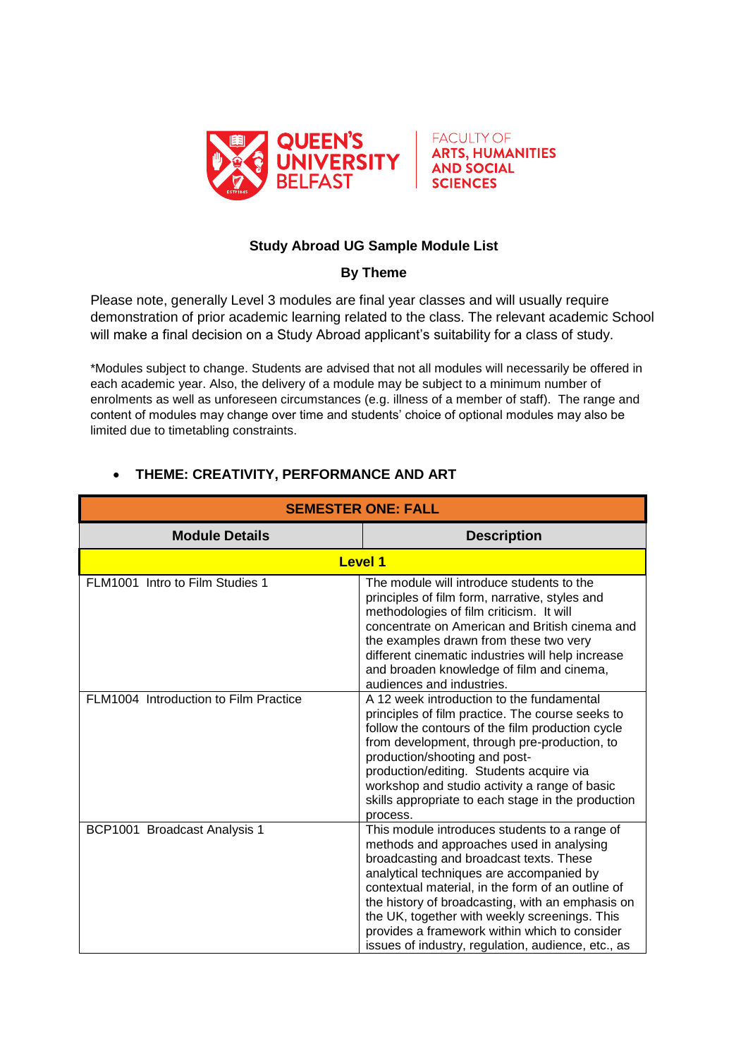QUEEN'S UNIVERSITY BELFAST

FACULTY OF ARTS, HUMANITIES AND SOCIAL SCIENCES

## Study Abroad UG Sample Module List

### By Theme

Please note, generally Level 3 modules are final year classes and will usually require demonstration of prior academic learning related to the class. The relevant academic School will make a final decision on a Study Abroad applicant's suitability for a class of study.

*Modules subject to change. Students are advised that not all modules will necessarily be offered in each academic year. Also, the delivery of a module may be subject to a minimum number of enrolments as well as unforeseen circumstances (e.g. illness of a member of staff). The range and content of modules may change over time and students' choice of optional modules may also be limited due to timetabling constraints.

- **THEME: CREATIVITY, PERFORMANCE AND ART**

| **SEMESTER ONE: FALL** | |
|---|---|
| **Module Details** | **Description** |
| **Level 1** | |
| FLM1001 Intro to Film Studies 1 | The module will introduce students to the principles of film form, narrative, styles and methodologies of film criticism. It will concentrate on American and British cinema and the examples drawn from these two very different cinematic industries will help increase and broaden knowledge of film and cinema, audiences and industries. |
| FLM1004 Introduction to Film Practice | A 12 week introduction to the fundamental principles of film practice. The course seeks to follow the contours of the film production cycle from development, through pre-production, to production/shooting and post-production/editing. Students acquire via workshop and studio activity a range of basic skills appropriate to each stage in the production process. |
| BCP1001 Broadcast Analysis 1 | This module introduces students to a range of methods and approaches used in analysing broadcasting and broadcast texts. These analytical techniques are accompanied by contextual material, in the form of an outline of the history of broadcasting, with an emphasis on the UK, together with weekly screenings. This provides a framework within which to consider issues of industry, regulation, audience, etc., as |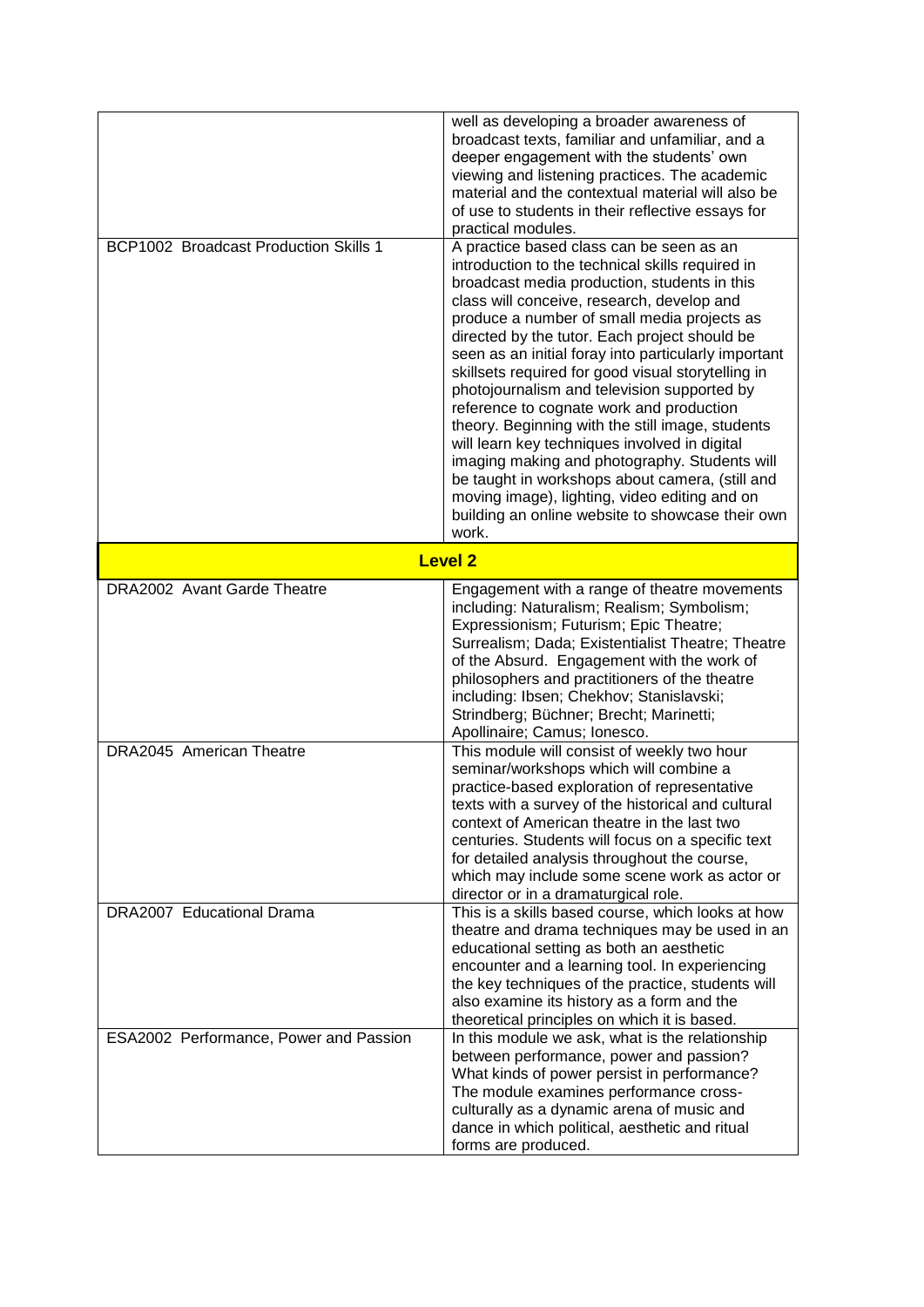| | |
|---|---|
| | well as developing a broader awareness of broadcast texts, familiar and unfamiliar, and a deeper engagement with the students' own viewing and listening practices. The academic material and the contextual material will also be of use to students in their reflective essays for practical modules. |
| BCP1002 Broadcast Production Skills 1 | A practice based class can be seen as an introduction to the technical skills required in broadcast media production, students in this class will conceive, research, develop and produce a number of small media projects as directed by the tutor. Each project should be seen as an initial foray into particularly important skillsets required for good visual storytelling in photojournalism and television supported by reference to cognate work and production theory. Beginning with the still image, students will learn key techniques involved in digital imaging making and photography. Students will be taught in workshops about camera, (still and moving image), lighting, video editing and on building an online website to showcase their own work. |
| **Level 2** | |
| DRA2002 Avant Garde Theatre | Engagement with a range of theatre movements including: Naturalism; Realism; Symbolism; Expressionism; Futurism; Epic Theatre; Surrealism; Dada; Existentialist Theatre; Theatre of the Absurd. Engagement with the work of philosophers and practitioners of the theatre including: Ibsen; Chekhov; Stanislavski; Strindberg; Büchner; Brecht; Marinetti; Apollinaire; Camus; Ionesco. |
| DRA2045 American Theatre | This module will consist of weekly two hour seminar/workshops which will combine a practice-based exploration of representative texts with a survey of the historical and cultural context of American theatre in the last two centuries. Students will focus on a specific text for detailed analysis throughout the course, which may include some scene work as actor or director or in a dramaturgical role. |
| DRA2007 Educational Drama | This is a skills based course, which looks at how theatre and drama techniques may be used in an educational setting as both an aesthetic encounter and a learning tool. In experiencing the key techniques of the practice, students will also examine its history as a form and the theoretical principles on which it is based. |
| ESA2002 Performance, Power and Passion | In this module we ask, what is the relationship between performance, power and passion? What kinds of power persist in performance? The module examines performance cross-culturally as a dynamic arena of music and dance in which political, aesthetic and ritual forms are produced. |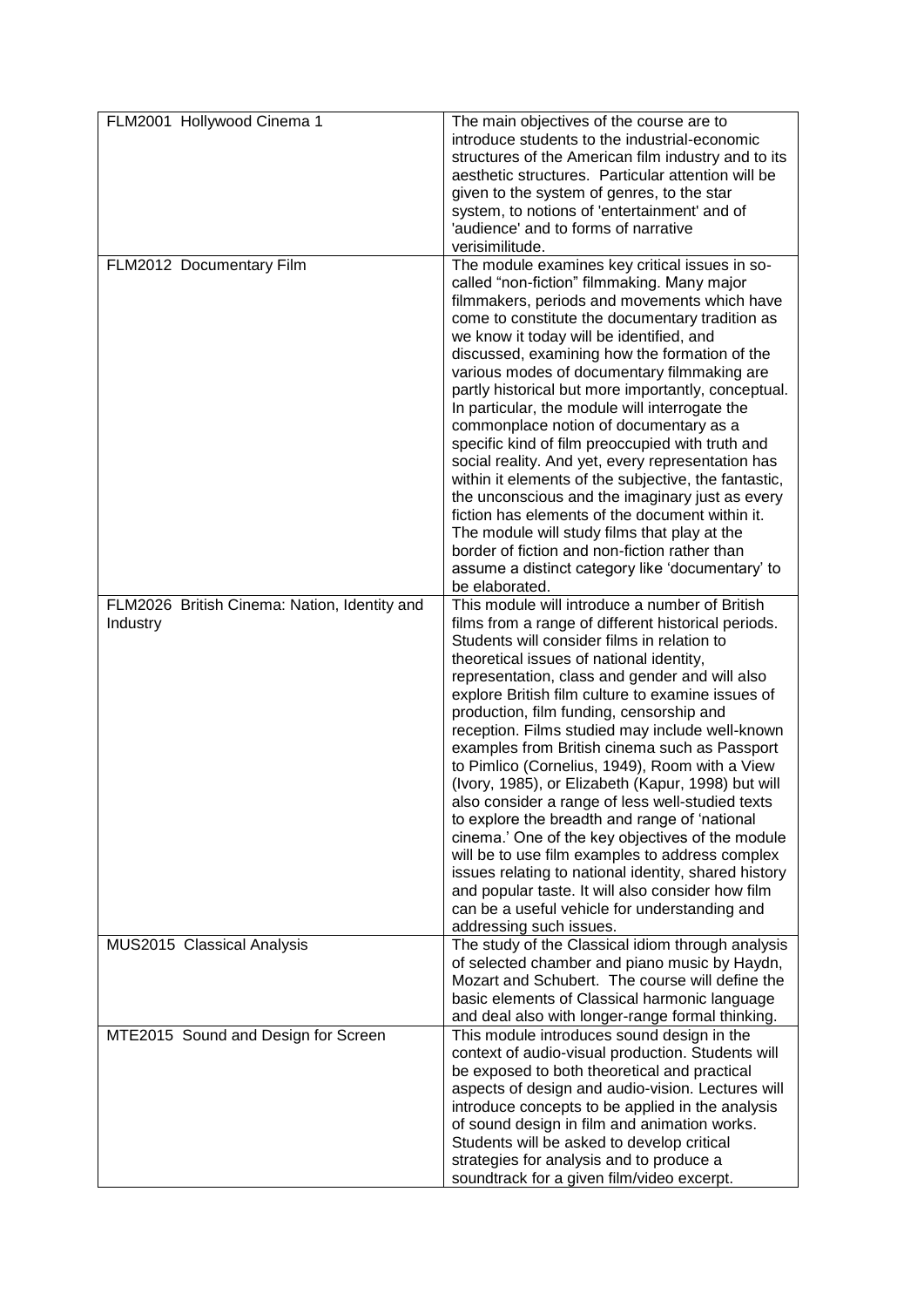| | |
|---|---|
| FLM2001 Hollywood Cinema 1 | The main objectives of the course are to introduce students to the industrial-economic structures of the American film industry and to its aesthetic structures. Particular attention will be given to the system of genres, to the star system, to notions of 'entertainment' and of 'audience' and to forms of narrative verisimilitude. |
| FLM2012 Documentary Film | The module examines key critical issues in so-called "non-fiction" filmmaking. Many major filmmakers, periods and movements which have come to constitute the documentary tradition as we know it today will be identified, and discussed, examining how the formation of the various modes of documentary filmmaking are partly historical but more importantly, conceptual. In particular, the module will interrogate the commonplace notion of documentary as a specific kind of film preoccupied with truth and social reality. And yet, every representation has within it elements of the subjective, the fantastic, the unconscious and the imaginary just as every fiction has elements of the document within it. The module will study films that play at the border of fiction and non-fiction rather than assume a distinct category like 'documentary' to be elaborated. |
| FLM2026 British Cinema: Nation, Identity and Industry | This module will introduce a number of British films from a range of different historical periods. Students will consider films in relation to theoretical issues of national identity, representation, class and gender and will also explore British film culture to examine issues of production, film funding, censorship and reception. Films studied may include well-known examples from British cinema such as Passport to Pimlico (Cornelius, 1949), Room with a View (Ivory, 1985), or Elizabeth (Kapur, 1998) but will also consider a range of less well-studied texts to explore the breadth and range of 'national cinema.' One of the key objectives of the module will be to use film examples to address complex issues relating to national identity, shared history and popular taste. It will also consider how film can be a useful vehicle for understanding and addressing such issues. |
| MUS2015 Classical Analysis | The study of the Classical idiom through analysis of selected chamber and piano music by Haydn, Mozart and Schubert. The course will define the basic elements of Classical harmonic language and deal also with longer-range formal thinking. |
| MTE2015 Sound and Design for Screen | This module introduces sound design in the context of audio-visual production. Students will be exposed to both theoretical and practical aspects of design and audio-vision. Lectures will introduce concepts to be applied in the analysis of sound design in film and animation works. Students will be asked to develop critical strategies for analysis and to produce a soundtrack for a given film/video excerpt. |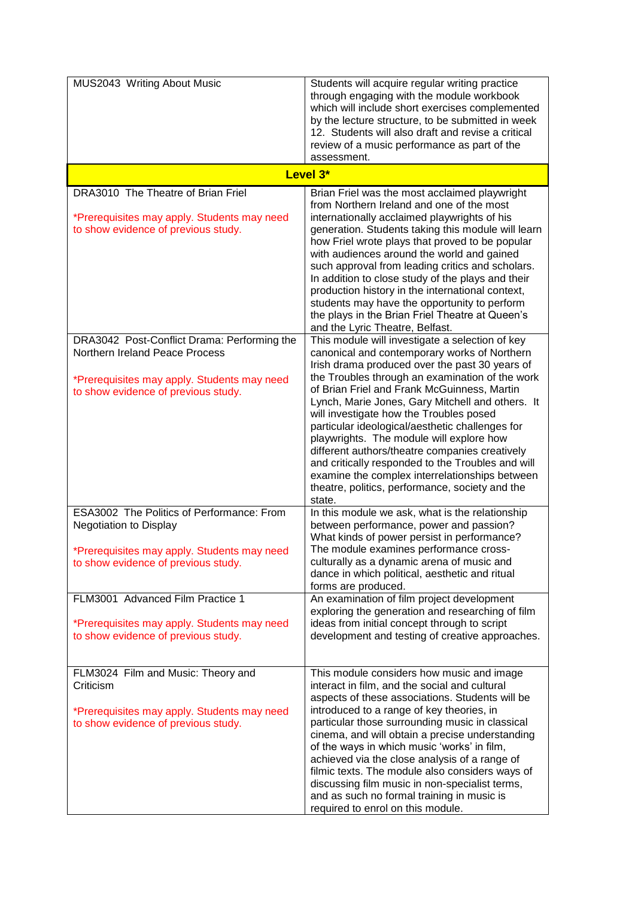| | |
|---|---|
| MUS2043 Writing About Music | Students will acquire regular writing practice through engaging with the module workbook which will include short exercises complemented by the lecture structure, to be submitted in week 12. Students will also draft and revise a critical review of a music performance as part of the assessment. |
| **Level 3*** | |
| DRA3010 The Theatre of Brian Friel<br><br>*Prerequisites may apply. Students may need to show evidence of previous study. | Brian Friel was the most acclaimed playwright from Northern Ireland and one of the most internationally acclaimed playwrights of his generation. Students taking this module will learn how Friel wrote plays that proved to be popular with audiences around the world and gained such approval from leading critics and scholars. In addition to close study of the plays and their production history in the international context, students may have the opportunity to perform the plays in the Brian Friel Theatre at Queen's and the Lyric Theatre, Belfast. |
| DRA3042 Post-Conflict Drama: Performing the Northern Ireland Peace Process<br><br>*Prerequisites may apply. Students may need to show evidence of previous study. | This module will investigate a selection of key canonical and contemporary works of Northern Irish drama produced over the past 30 years of the Troubles through an examination of the work of Brian Friel and Frank McGuinness, Martin Lynch, Marie Jones, Gary Mitchell and others. It will investigate how the Troubles posed particular ideological/aesthetic challenges for playwrights. The module will explore how different authors/theatre companies creatively and critically responded to the Troubles and will examine the complex interrelationships between theatre, politics, performance, society and the state. |
| ESA3002 The Politics of Performance: From Negotiation to Display<br><br>*Prerequisites may apply. Students may need to show evidence of previous study. | In this module we ask, what is the relationship between performance, power and passion? What kinds of power persist in performance? The module examines performance cross-culturally as a dynamic arena of music and dance in which political, aesthetic and ritual forms are produced. |
| FLM3001 Advanced Film Practice 1<br><br>*Prerequisites may apply. Students may need to show evidence of previous study. | An examination of film project development exploring the generation and researching of film ideas from initial concept through to script development and testing of creative approaches. |
| FLM3024 Film and Music: Theory and Criticism<br><br>*Prerequisites may apply. Students may need to show evidence of previous study. | This module considers how music and image interact in film, and the social and cultural aspects of these associations. Students will be introduced to a range of key theories, in particular those surrounding music in classical cinema, and will obtain a precise understanding of the ways in which music 'works' in film, achieved via the close analysis of a range of filmic texts. The module also considers ways of discussing film music in non-specialist terms, and as such no formal training in music is required to enrol on this module. |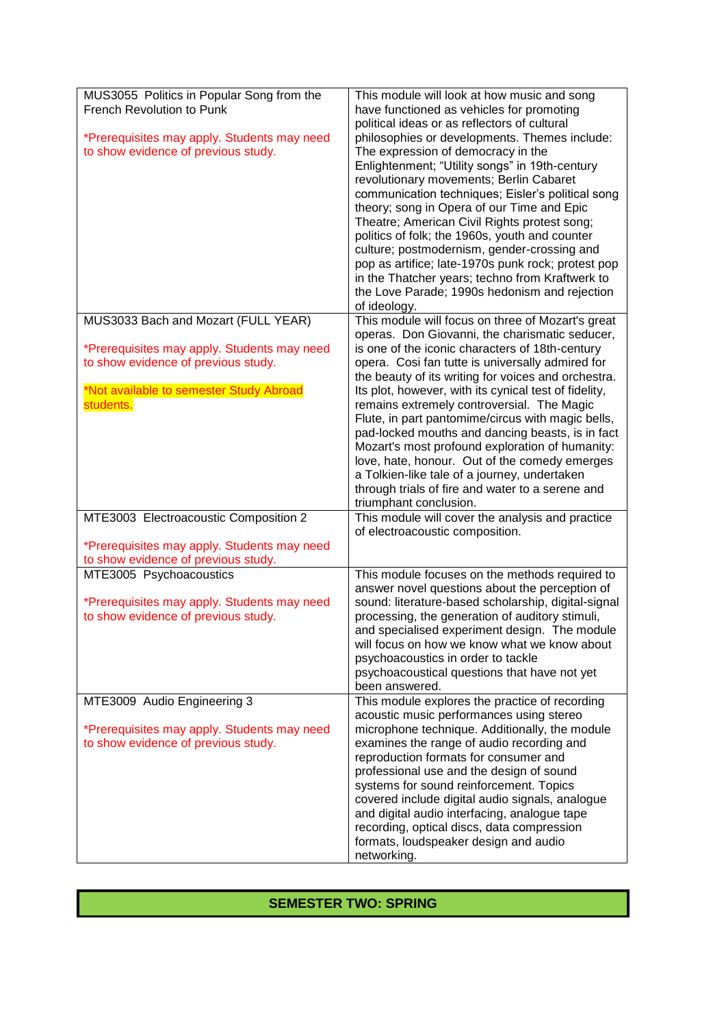| | |
|---|---|
| MUS3055 Politics in Popular Song from the French Revolution to Punk<br><br>*Prerequisites may apply. Students may need to show evidence of previous study. | This module will look at how music and song have functioned as vehicles for promoting political ideas or as reflectors of cultural philosophies or developments. Themes include: The expression of democracy in the Enlightenment; "Utility songs" in 19th-century revolutionary movements; Berlin Cabaret communication techniques; Eisler's political song theory; song in Opera of our Time and Epic Theatre; American Civil Rights protest song; politics of folk; the 1960s, youth and counter culture; postmodernism, gender-crossing and pop as artifice; late-1970s punk rock; protest pop in the Thatcher years; techno from Kraftwerk to the Love Parade; 1990s hedonism and rejection of ideology. |
| MUS3033 Bach and Mozart (FULL YEAR)<br><br>*Prerequisites may apply. Students may need to show evidence of previous study.<br><br>*Not available to semester Study Abroad students. | This module will focus on three of Mozart's great operas. Don Giovanni, the charismatic seducer, is one of the iconic characters of 18th-century opera. Cosi fan tutte is universally admired for the beauty of its writing for voices and orchestra. Its plot, however, with its cynical test of fidelity, remains extremely controversial. The Magic Flute, in part pantomime/circus with magic bells, pad-locked mouths and dancing beasts, is in fact Mozart's most profound exploration of humanity: love, hate, honour. Out of the comedy emerges a Tolkien-like tale of a journey, undertaken through trials of fire and water to a serene and triumphant conclusion. |
| MTE3003 Electroacoustic Composition 2<br><br>*Prerequisites may apply. Students may need to show evidence of previous study. | This module will cover the analysis and practice of electroacoustic composition. |
| MTE3005 Psychoacoustics<br><br>*Prerequisites may apply. Students may need to show evidence of previous study. | This module focuses on the methods required to answer novel questions about the perception of sound: literature-based scholarship, digital-signal processing, the generation of auditory stimuli, and specialised experiment design. The module will focus on how we know what we know about psychoacoustics in order to tackle psychoacoustical questions that have not yet been answered. |
| MTE3009 Audio Engineering 3<br><br>*Prerequisites may apply. Students may need to show evidence of previous study. | This module explores the practice of recording acoustic music performances using stereo microphone technique. Additionally, the module examines the range of audio recording and reproduction formats for consumer and professional use and the design of sound systems for sound reinforcement. Topics covered include digital audio signals, analogue and digital audio interfacing, analogue tape recording, optical discs, data compression formats, loudspeaker design and audio networking. |

## SEMESTER TWO: SPRING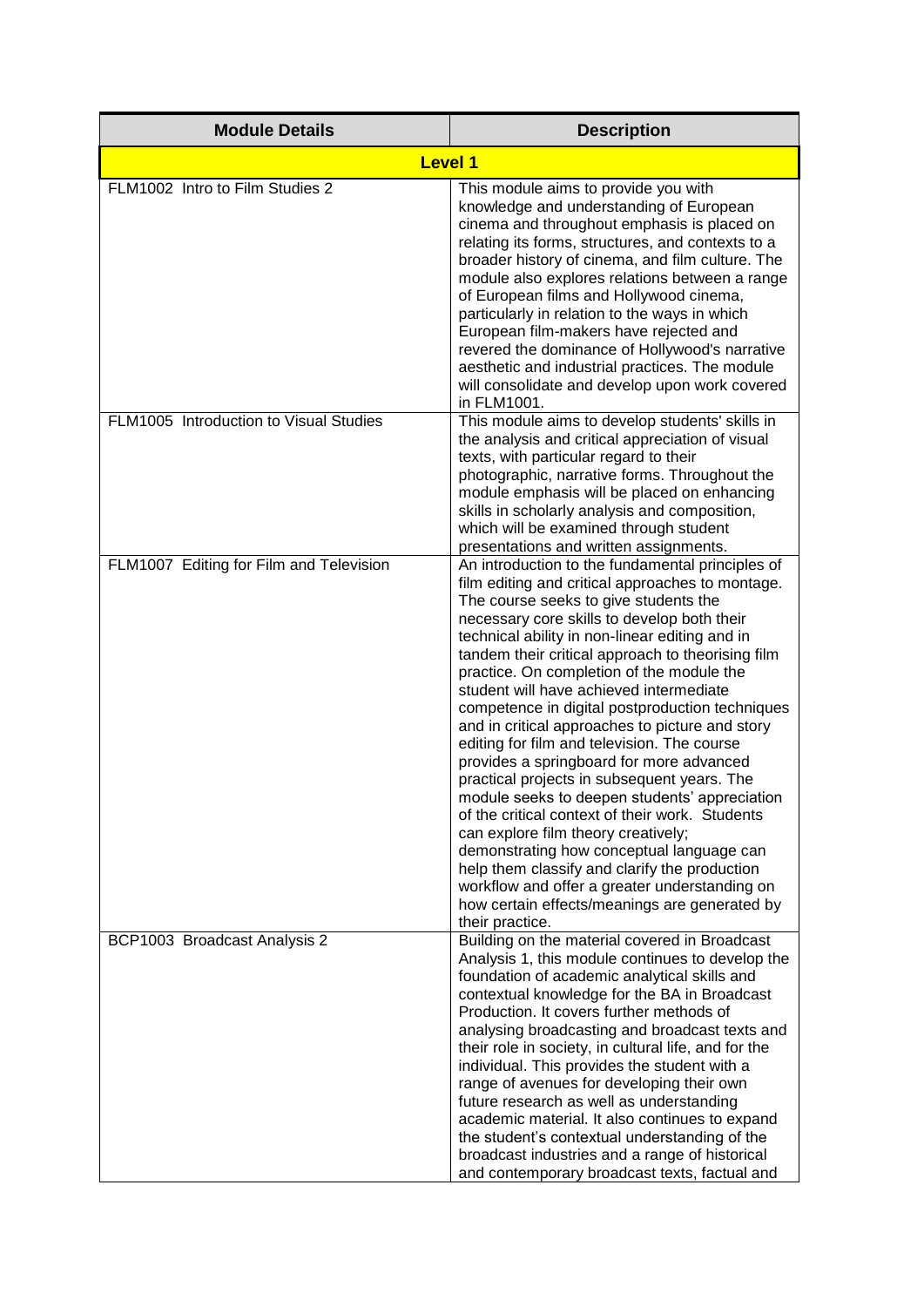| Module Details | Description |
| --- | --- |
| **Level 1** | |
| FLM1002 Intro to Film Studies 2 | This module aims to provide you with knowledge and understanding of European cinema and throughout emphasis is placed on relating its forms, structures, and contexts to a broader history of cinema, and film culture. The module also explores relations between a range of European films and Hollywood cinema, particularly in relation to the ways in which European film-makers have rejected and revered the dominance of Hollywood's narrative aesthetic and industrial practices. The module will consolidate and develop upon work covered in FLM1001. |
| FLM1005 Introduction to Visual Studies | This module aims to develop students' skills in the analysis and critical appreciation of visual texts, with particular regard to their photographic, narrative forms. Throughout the module emphasis will be placed on enhancing skills in scholarly analysis and composition, which will be examined through student presentations and written assignments. |
| FLM1007 Editing for Film and Television | An introduction to the fundamental principles of film editing and critical approaches to montage. The course seeks to give students the necessary core skills to develop both their technical ability in non-linear editing and in tandem their critical approach to theorising film practice. On completion of the module the student will have achieved intermediate competence in digital postproduction techniques and in critical approaches to picture and story editing for film and television. The course provides a springboard for more advanced practical projects in subsequent years. The module seeks to deepen students' appreciation of the critical context of their work. Students can explore film theory creatively; demonstrating how conceptual language can help them classify and clarify the production workflow and offer a greater understanding on how certain effects/meanings are generated by their practice. |
| BCP1003 Broadcast Analysis 2 | Building on the material covered in Broadcast Analysis 1, this module continues to develop the foundation of academic analytical skills and contextual knowledge for the BA in Broadcast Production. It covers further methods of analysing broadcasting and broadcast texts and their role in society, in cultural life, and for the individual. This provides the student with a range of avenues for developing their own future research as well as understanding academic material. It also continues to expand the student's contextual understanding of the broadcast industries and a range of historical and contemporary broadcast texts, factual and |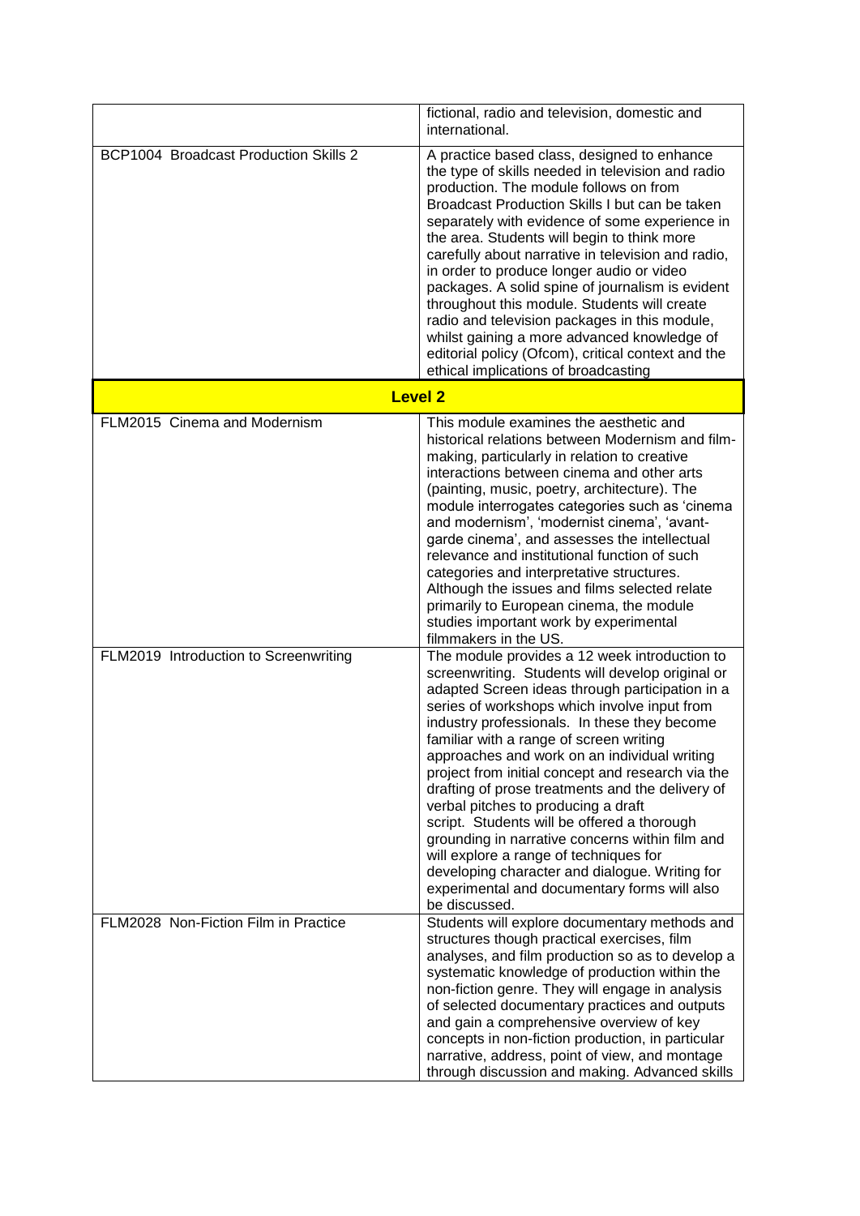| | |
|---|---|
| | fictional, radio and television, domestic and international. |
| BCP1004 Broadcast Production Skills 2 | A practice based class, designed to enhance the type of skills needed in television and radio production. The module follows on from Broadcast Production Skills I but can be taken separately with evidence of some experience in the area. Students will begin to think more carefully about narrative in television and radio, in order to produce longer audio or video packages. A solid spine of journalism is evident throughout this module. Students will create radio and television packages in this module, whilst gaining a more advanced knowledge of editorial policy (Ofcom), critical context and the ethical implications of broadcasting |
| **Level 2** | |
| FLM2015 Cinema and Modernism | This module examines the aesthetic and historical relations between Modernism and film-making, particularly in relation to creative interactions between cinema and other arts (painting, music, poetry, architecture). The module interrogates categories such as 'cinema and modernism', 'modernist cinema', 'avant-garde cinema', and assesses the intellectual relevance and institutional function of such categories and interpretative structures. Although the issues and films selected relate primarily to European cinema, the module studies important work by experimental filmmakers in the US. |
| FLM2019 Introduction to Screenwriting | The module provides a 12 week introduction to screenwriting. Students will develop original or adapted Screen ideas through participation in a series of workshops which involve input from industry professionals. In these they become familiar with a range of screen writing approaches and work on an individual writing project from initial concept and research via the drafting of prose treatments and the delivery of verbal pitches to producing a draft script. Students will be offered a thorough grounding in narrative concerns within film and will explore a range of techniques for developing character and dialogue. Writing for experimental and documentary forms will also be discussed. |
| FLM2028 Non-Fiction Film in Practice | Students will explore documentary methods and structures though practical exercises, film analyses, and film production so as to develop a systematic knowledge of production within the non-fiction genre. They will engage in analysis of selected documentary practices and outputs and gain a comprehensive overview of key concepts in non-fiction production, in particular narrative, address, point of view, and montage through discussion and making. Advanced skills |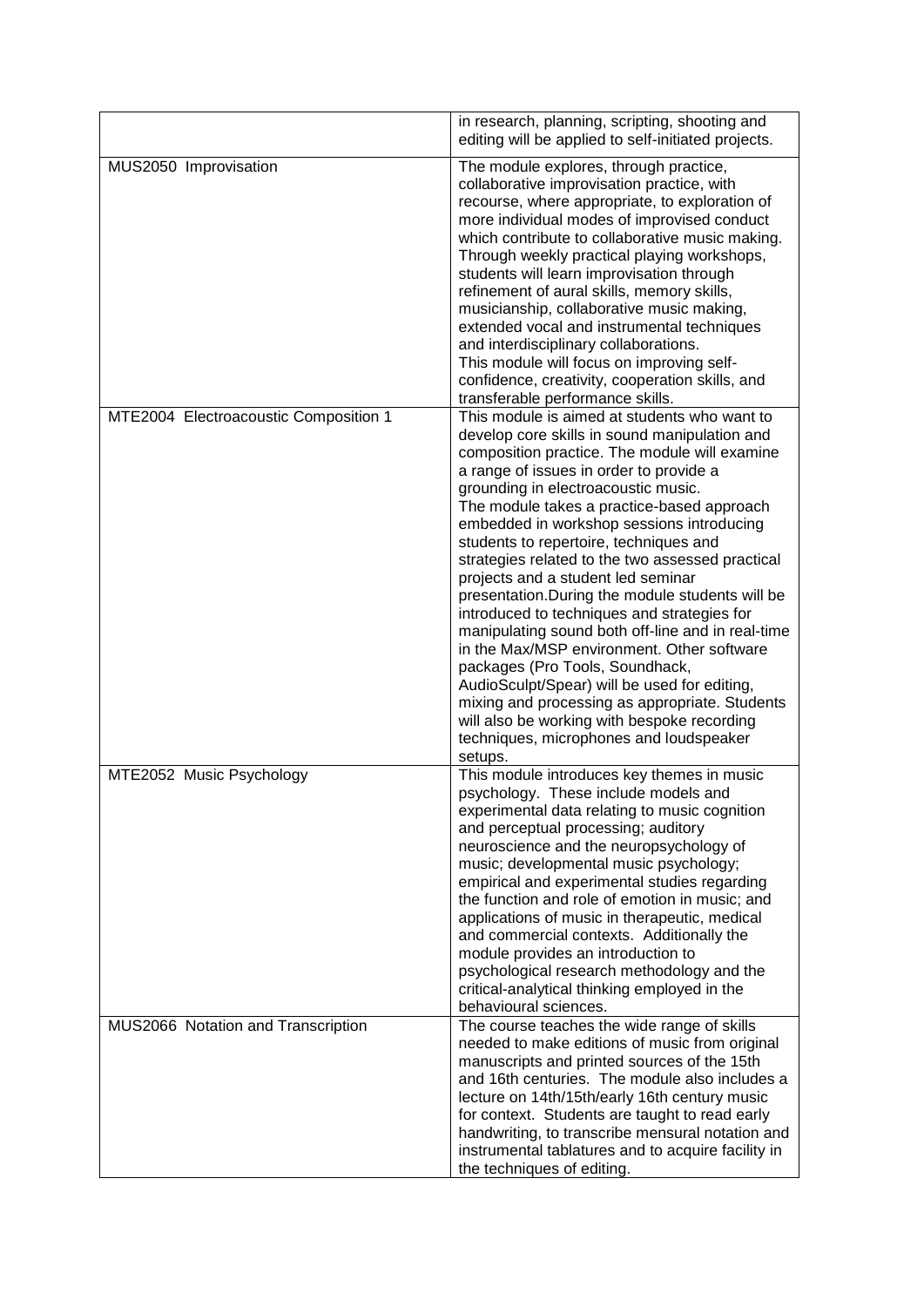| | |
|---|---|
| | in research, planning, scripting, shooting and editing will be applied to self-initiated projects. |
| MUS2050 Improvisation | The module explores, through practice, collaborative improvisation practice, with recourse, where appropriate, to exploration of more individual modes of improvised conduct which contribute to collaborative music making. Through weekly practical playing workshops, students will learn improvisation through refinement of aural skills, memory skills, musicianship, collaborative music making, extended vocal and instrumental techniques and interdisciplinary collaborations. This module will focus on improving self-confidence, creativity, cooperation skills, and transferable performance skills. |
| MTE2004 Electroacoustic Composition 1 | This module is aimed at students who want to develop core skills in sound manipulation and composition practice. The module will examine a range of issues in order to provide a grounding in electroacoustic music. The module takes a practice-based approach embedded in workshop sessions introducing students to repertoire, techniques and strategies related to the two assessed practical projects and a student led seminar presentation.During the module students will be introduced to techniques and strategies for manipulating sound both off-line and in real-time in the Max/MSP environment. Other software packages (Pro Tools, Soundhack, AudioSculpt/Spear) will be used for editing, mixing and processing as appropriate. Students will also be working with bespoke recording techniques, microphones and loudspeaker setups. |
| MTE2052 Music Psychology | This module introduces key themes in music psychology. These include models and experimental data relating to music cognition and perceptual processing; auditory neuroscience and the neuropsychology of music; developmental music psychology; empirical and experimental studies regarding the function and role of emotion in music; and applications of music in therapeutic, medical and commercial contexts. Additionally the module provides an introduction to psychological research methodology and the critical-analytical thinking employed in the behavioural sciences. |
| MUS2066 Notation and Transcription | The course teaches the wide range of skills needed to make editions of music from original manuscripts and printed sources of the 15th and 16th centuries. The module also includes a lecture on 14th/15th/early 16th century music for context. Students are taught to read early handwriting, to transcribe mensural notation and instrumental tablatures and to acquire facility in the techniques of editing. |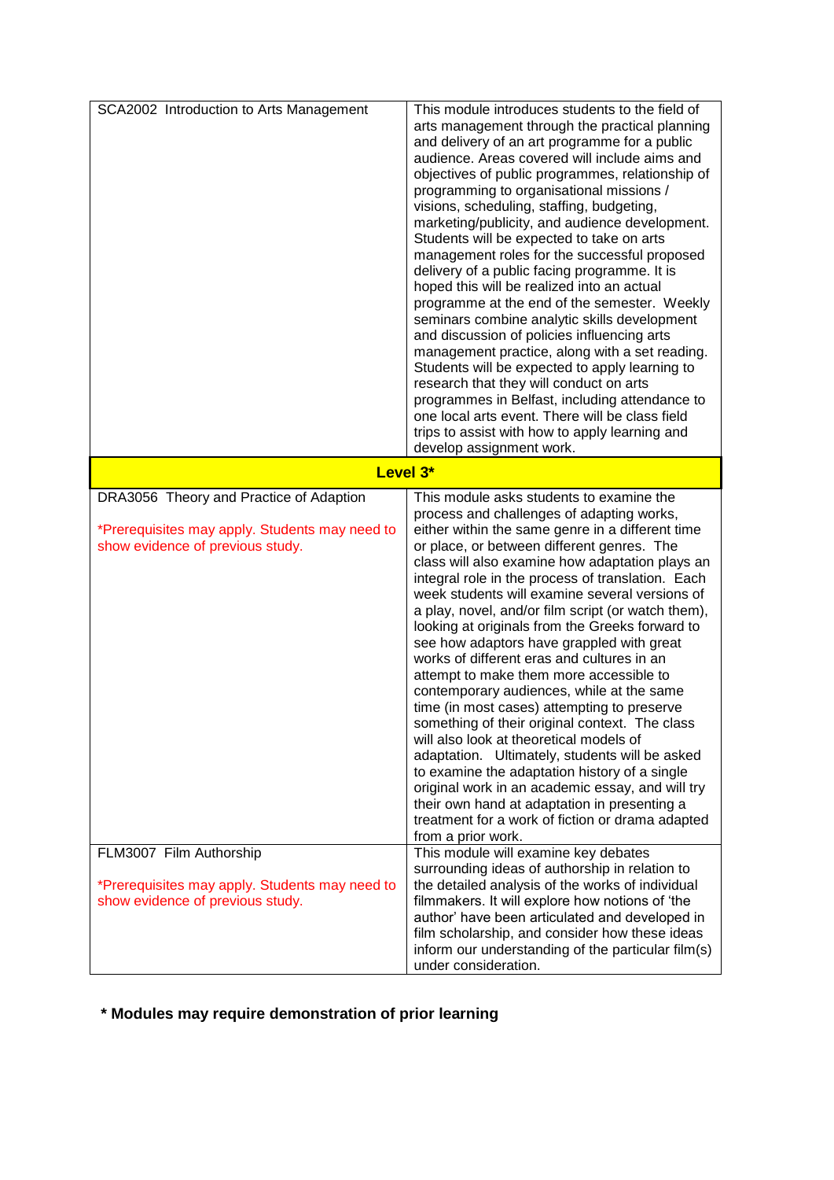| | |
|---|---|
| SCA2002 Introduction to Arts Management | This module introduces students to the field of arts management through the practical planning and delivery of an art programme for a public audience. Areas covered will include aims and objectives of public programmes, relationship of programming to organisational missions / visions, scheduling, staffing, budgeting, marketing/publicity, and audience development. Students will be expected to take on arts management roles for the successful proposed delivery of a public facing programme. It is hoped this will be realized into an actual programme at the end of the semester. Weekly seminars combine analytic skills development and discussion of policies influencing arts management practice, along with a set reading. Students will be expected to apply learning to research that they will conduct on arts programmes in Belfast, including attendance to one local arts event. There will be class field trips to assist with how to apply learning and develop assignment work. |
| **Level 3*** | |
| DRA3056 Theory and Practice of Adaption<br><br>*Prerequisites may apply. Students may need to show evidence of previous study. | This module asks students to examine the process and challenges of adapting works, either within the same genre in a different time or place, or between different genres. The class will also examine how adaptation plays an integral role in the process of translation. Each week students will examine several versions of a play, novel, and/or film script (or watch them), looking at originals from the Greeks forward to see how adaptors have grappled with great works of different eras and cultures in an attempt to make them more accessible to contemporary audiences, while at the same time (in most cases) attempting to preserve something of their original context. The class will also look at theoretical models of adaptation. Ultimately, students will be asked to examine the adaptation history of a single original work in an academic essay, and will try their own hand at adaptation in presenting a treatment for a work of fiction or drama adapted from a prior work. |
| FLM3007 Film Authorship<br><br>*Prerequisites may apply. Students may need to show evidence of previous study. | This module will examine key debates surrounding ideas of authorship in relation to the detailed analysis of the works of individual filmmakers. It will explore how notions of 'the author' have been articulated and developed in film scholarship, and consider how these ideas inform our understanding of the particular film(s) under consideration. |

**\* Modules may require demonstration of prior learning**